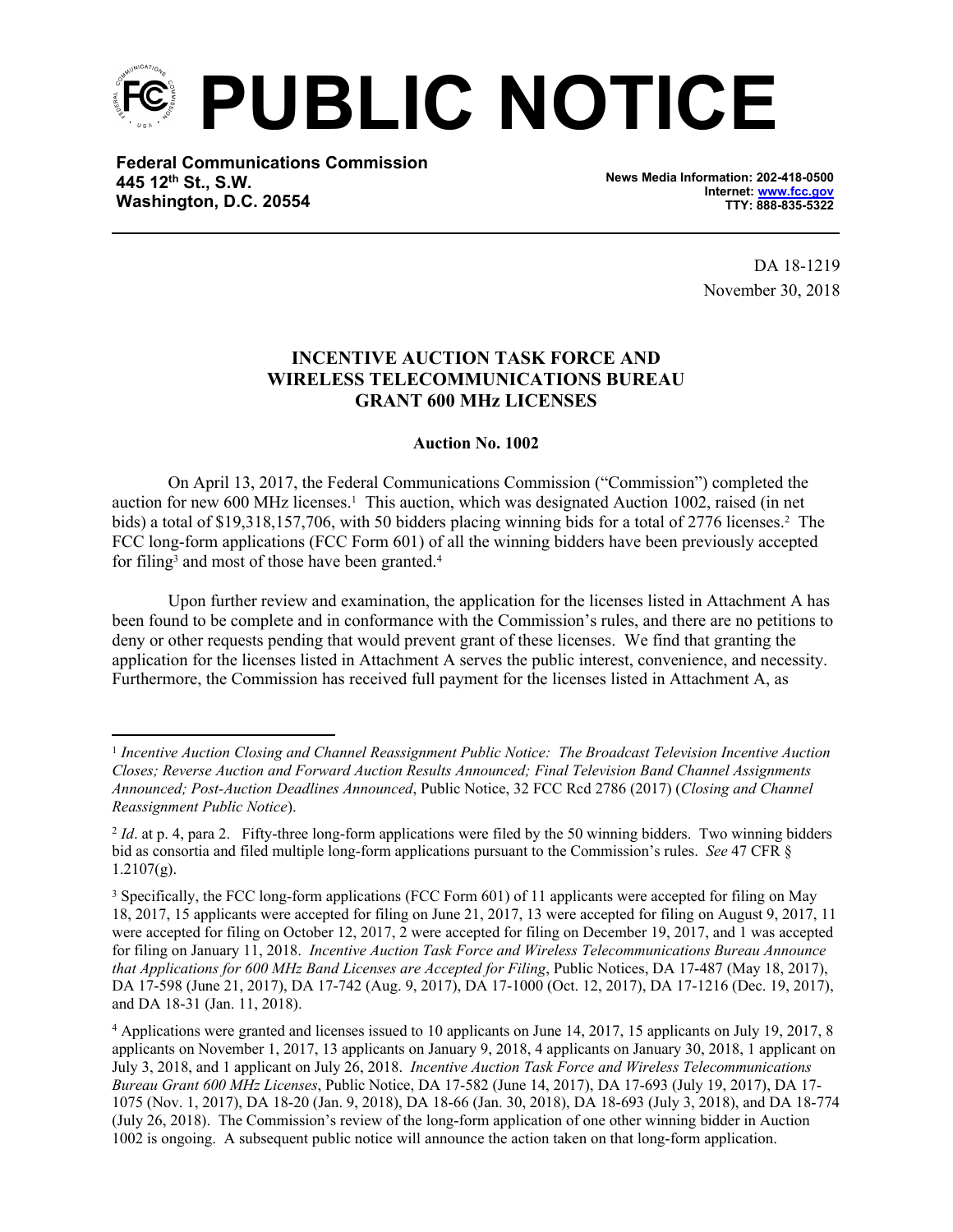# PUBLIC NOTICE

**Federal Communications Commission**
**445 12th St., S.W.**
**Washington, D.C. 20554**

**News Media Information: 202-418-0500**
**Internet: www.fcc.gov**
**TTY: 888-835-5322**

DA 18-1219
November 30, 2018

**INCENTIVE AUCTION TASK FORCE AND WIRELESS TELECOMMUNICATIONS BUREAU GRANT 600 MHz LICENSES**

**Auction No. 1002**

On April 13, 2017, the Federal Communications Commission ("Commission") completed the auction for new 600 MHz licenses.[1] This auction, which was designated Auction 1002, raised (in net bids) a total of $19,318,157,706, with 50 bidders placing winning bids for a total of 2776 licenses.[2] The FCC long-form applications (FCC Form 601) of all the winning bidders have been previously accepted for filing[3] and most of those have been granted.[4]

Upon further review and examination, the application for the licenses listed in Attachment A has been found to be complete and in conformance with the Commission's rules, and there are no petitions to deny or other requests pending that would prevent grant of these licenses. We find that granting the application for the licenses listed in Attachment A serves the public interest, convenience, and necessity. Furthermore, the Commission has received full payment for the licenses listed in Attachment A, as

---

[1] *Incentive Auction Closing and Channel Reassignment Public Notice: The Broadcast Television Incentive Auction Closes; Reverse Auction and Forward Auction Results Announced; Final Television Band Channel Assignments Announced; Post-Auction Deadlines Announced*, Public Notice, 32 FCC Rcd 2786 (2017) (*Closing and Channel Reassignment Public Notice*).

[2] *Id*. at p. 4, para 2. Fifty-three long-form applications were filed by the 50 winning bidders. Two winning bidders bid as consortia and filed multiple long-form applications pursuant to the Commission's rules. *See* 47 CFR § 1.2107(g).

[3] Specifically, the FCC long-form applications (FCC Form 601) of 11 applicants were accepted for filing on May 18, 2017, 15 applicants were accepted for filing on June 21, 2017, 13 were accepted for filing on August 9, 2017, 11 were accepted for filing on October 12, 2017, 2 were accepted for filing on December 19, 2017, and 1 was accepted for filing on January 11, 2018. *Incentive Auction Task Force and Wireless Telecommunications Bureau Announce that Applications for 600 MHz Band Licenses are Accepted for Filing*, Public Notices, DA 17-487 (May 18, 2017), DA 17-598 (June 21, 2017), DA 17-742 (Aug. 9, 2017), DA 17-1000 (Oct. 12, 2017), DA 17-1216 (Dec. 19, 2017), and DA 18-31 (Jan. 11, 2018).

[4] Applications were granted and licenses issued to 10 applicants on June 14, 2017, 15 applicants on July 19, 2017, 8 applicants on November 1, 2017, 13 applicants on January 9, 2018, 4 applicants on January 30, 2018, 1 applicant on July 3, 2018, and 1 applicant on July 26, 2018. *Incentive Auction Task Force and Wireless Telecommunications Bureau Grant 600 MHz Licenses*, Public Notice, DA 17-582 (June 14, 2017), DA 17-693 (July 19, 2017), DA 17-1075 (Nov. 1, 2017), DA 18-20 (Jan. 9, 2018), DA 18-66 (Jan. 30, 2018), DA 18-693 (July 3, 2018), and DA 18-774 (July 26, 2018). The Commission's review of the long-form application of one other winning bidder in Auction 1002 is ongoing. A subsequent public notice will announce the action taken on that long-form application.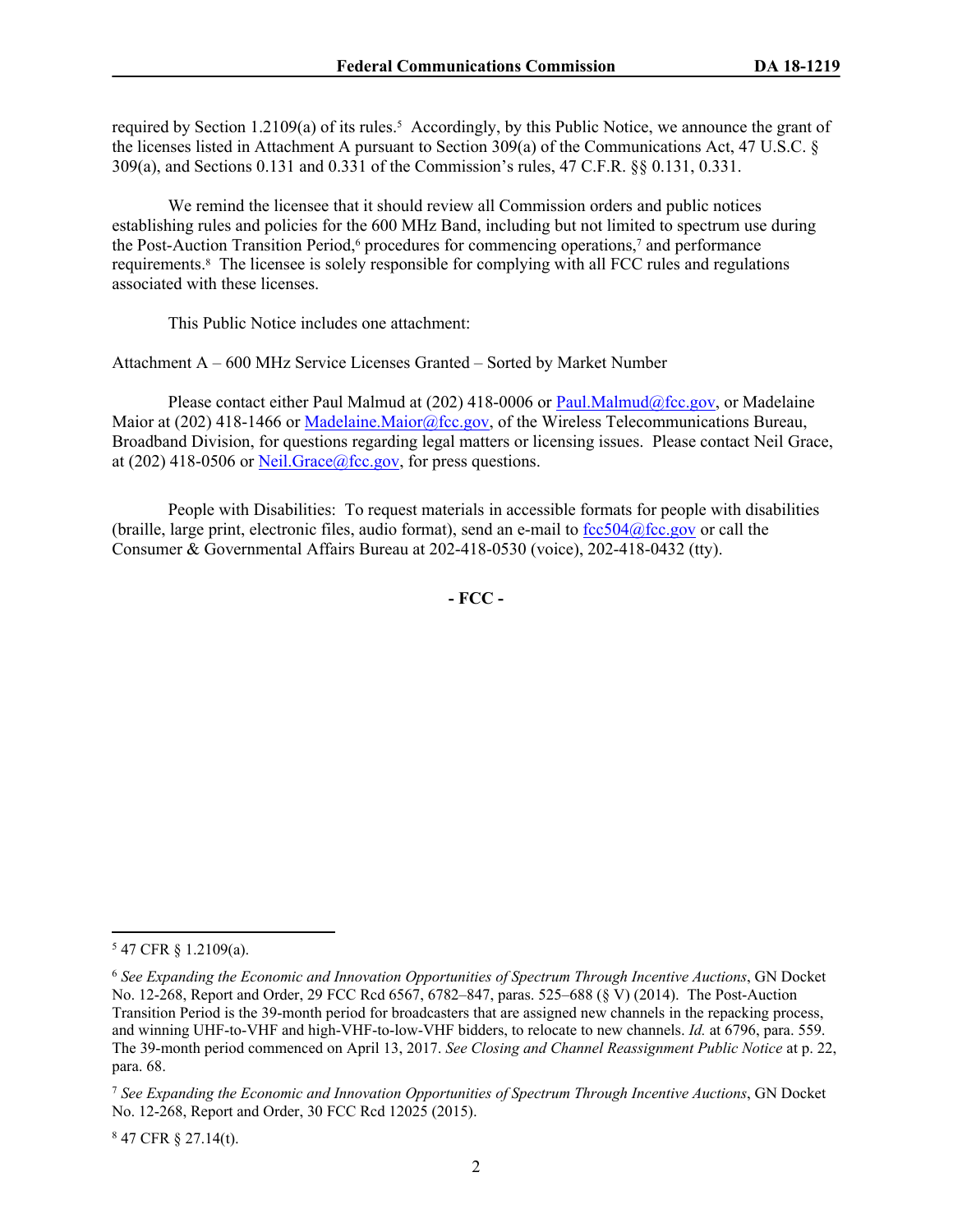required by Section 1.2109(a) of its rules.[5] Accordingly, by this Public Notice, we announce the grant of the licenses listed in Attachment A pursuant to Section 309(a) of the Communications Act, 47 U.S.C. § 309(a), and Sections 0.131 and 0.331 of the Commission's rules, 47 C.F.R. §§ 0.131, 0.331.

We remind the licensee that it should review all Commission orders and public notices establishing rules and policies for the 600 MHz Band, including but not limited to spectrum use during the Post-Auction Transition Period,[6] procedures for commencing operations,[7] and performance requirements.[8] The licensee is solely responsible for complying with all FCC rules and regulations associated with these licenses.

This Public Notice includes one attachment:

Attachment A – 600 MHz Service Licenses Granted – Sorted by Market Number

Please contact either Paul Malmud at (202) 418-0006 or Paul.Malmud@fcc.gov, or Madelaine Maior at (202) 418-1466 or Madelaine.Maior@fcc.gov, of the Wireless Telecommunications Bureau, Broadband Division, for questions regarding legal matters or licensing issues. Please contact Neil Grace, at (202) 418-0506 or Neil.Grace@fcc.gov, for press questions.

People with Disabilities: To request materials in accessible formats for people with disabilities (braille, large print, electronic files, audio format), send an e-mail to fcc504@fcc.gov or call the Consumer & Governmental Affairs Bureau at 202-418-0530 (voice), 202-418-0432 (tty).

**- FCC -**

---

[5] 47 CFR § 1.2109(a).

[6] *See Expanding the Economic and Innovation Opportunities of Spectrum Through Incentive Auctions*, GN Docket No. 12-268, Report and Order, 29 FCC Rcd 6567, 6782–847, paras. 525–688 (§ V) (2014). The Post-Auction Transition Period is the 39-month period for broadcasters that are assigned new channels in the repacking process, and winning UHF-to-VHF and high-VHF-to-low-VHF bidders, to relocate to new channels. *Id.* at 6796, para. 559. The 39-month period commenced on April 13, 2017. *See Closing and Channel Reassignment Public Notice* at p. 22, para. 68.

[7] *See Expanding the Economic and Innovation Opportunities of Spectrum Through Incentive Auctions*, GN Docket No. 12-268, Report and Order, 30 FCC Rcd 12025 (2015).

[8] 47 CFR § 27.14(t).